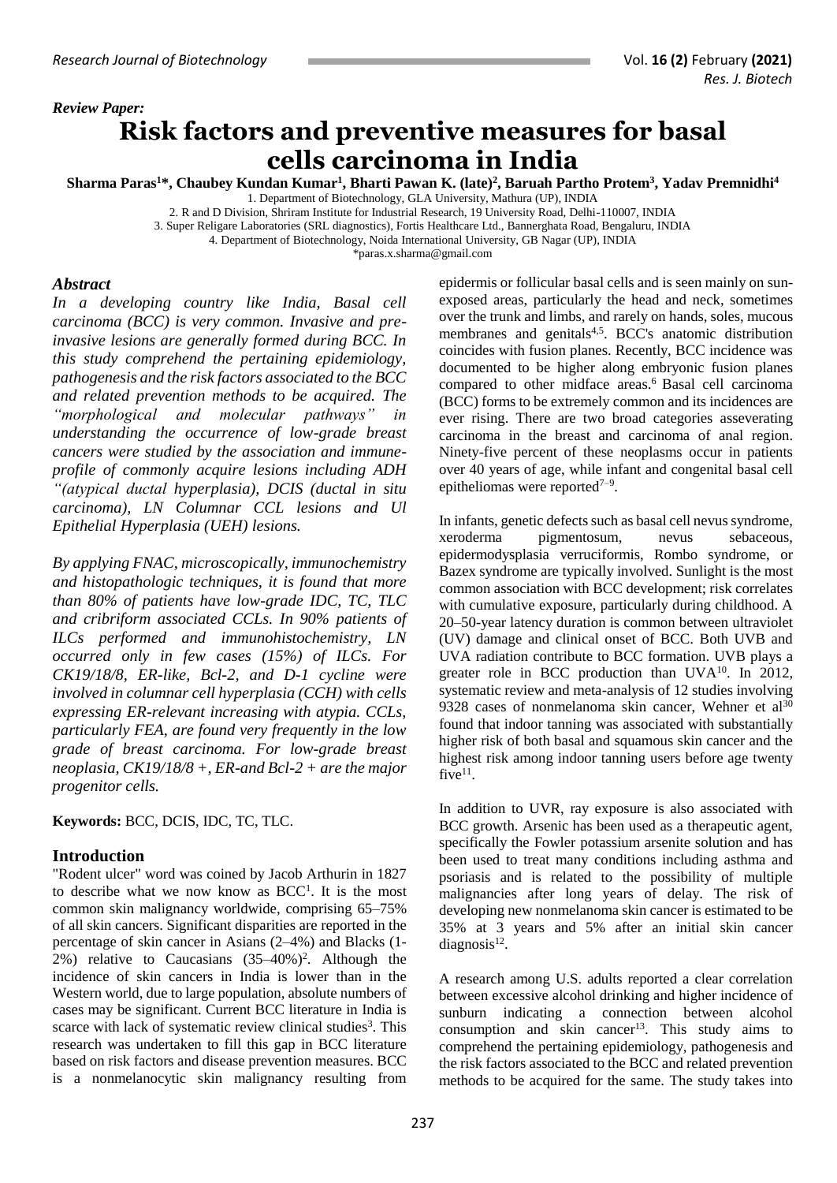*Review Paper:*

# Risk factors and preventive measures for basal cells carcinoma in India

**Sharma Paras[1]\*, Chaubey Kundan Kumar[1], Bharti Pawan K. (late)[2], Baruah Partho Protem[3], Yadav Premnidhi[4]**

1. Department of Biotechnology, GLA University, Mathura (UP), INDIA
2. R and D Division, Shriram Institute for Industrial Research, 19 University Road, Delhi-110007, INDIA
3. Super Religare Laboratories (SRL diagnostics), Fortis Healthcare Ltd., Bannerghata Road, Bengaluru, INDIA
4. Department of Biotechnology, Noida International University, GB Nagar (UP), INDIA

\*paras.x.sharma@gmail.com

## Abstract

*In a developing country like India, Basal cell carcinoma (BCC) is very common. Invasive and pre-invasive lesions are generally formed during BCC. In this study comprehend the pertaining epidemiology, pathogenesis and the risk factors associated to the BCC and related prevention methods to be acquired. The "morphological and molecular pathways" in understanding the occurrence of low-grade breast cancers were studied by the association and immune-profile of commonly acquire lesions including ADH "(atypical ductal hyperplasia), DCIS (ductal in situ carcinoma), LN Columnar CCL lesions and Ul Epithelial Hyperplasia (UEH) lesions.*

*By applying FNAC, microscopically, immunochemistry and histopathologic techniques, it is found that more than 80% of patients have low-grade IDC, TC, TLC and cribriform associated CCLs. In 90% patients of ILCs performed and immunohistochemistry, LN occurred only in few cases (15%) of ILCs. For CK19/18/8, ER-like, Bcl-2, and D-1 cycline were involved in columnar cell hyperplasia (CCH) with cells expressing ER-relevant increasing with atypia. CCLs, particularly FEA, are found very frequently in the low grade of breast carcinoma. For low-grade breast neoplasia, CK19/18/8 +, ER-and Bcl-2 + are the major progenitor cells.*

**Keywords:** BCC, DCIS, IDC, TC, TLC.

## Introduction

"Rodent ulcer" word was coined by Jacob Arthurin in 1827 to describe what we now know as BCC[1]. It is the most common skin malignancy worldwide, comprising 65–75% of all skin cancers. Significant disparities are reported in the percentage of skin cancer in Asians (2–4%) and Blacks (1-2%) relative to Caucasians (35–40%)[2]. Although the incidence of skin cancers in India is lower than in the Western world, due to large population, absolute numbers of cases may be significant. Current BCC literature in India is scarce with lack of systematic review clinical studies[3]. This research was undertaken to fill this gap in BCC literature based on risk factors and disease prevention measures. BCC is a nonmelanocytic skin malignancy resulting from epidermis or follicular basal cells and is seen mainly on sun-exposed areas, particularly the head and neck, sometimes over the trunk and limbs, and rarely on hands, soles, mucous membranes and genitals[4,5]. BCC's anatomic distribution coincides with fusion planes. Recently, BCC incidence was documented to be higher along embryonic fusion planes compared to other midface areas.[6] Basal cell carcinoma (BCC) forms to be extremely common and its incidences are ever rising. There are two broad categories asseverating carcinoma in the breast and carcinoma of anal region. Ninety-five percent of these neoplasms occur in patients over 40 years of age, while infant and congenital basal cell epitheliomas were reported[7–9].

In infants, genetic defects such as basal cell nevus syndrome, xeroderma pigmentosum, nevus sebaceous, epidermodysplasia verruciformis, Rombo syndrome, or Bazex syndrome are typically involved. Sunlight is the most common association with BCC development; risk correlates with cumulative exposure, particularly during childhood. A 20–50-year latency duration is common between ultraviolet (UV) damage and clinical onset of BCC. Both UVB and UVA radiation contribute to BCC formation. UVB plays a greater role in BCC production than UVA[10]. In 2012, systematic review and meta-analysis of 12 studies involving 9328 cases of nonmelanoma skin cancer, Wehner et al[30] found that indoor tanning was associated with substantially higher risk of both basal and squamous skin cancer and the highest risk among indoor tanning users before age twenty five[11].

In addition to UVR, ray exposure is also associated with BCC growth. Arsenic has been used as a therapeutic agent, specifically the Fowler potassium arsenite solution and has been used to treat many conditions including asthma and psoriasis and is related to the possibility of multiple malignancies after long years of delay. The risk of developing new nonmelanoma skin cancer is estimated to be 35% at 3 years and 5% after an initial skin cancer diagnosis[12].

A research among U.S. adults reported a clear correlation between excessive alcohol drinking and higher incidence of sunburn indicating a connection between alcohol consumption and skin cancer[13]. This study aims to comprehend the pertaining epidemiology, pathogenesis and the risk factors associated to the BCC and related prevention methods to be acquired for the same. The study takes into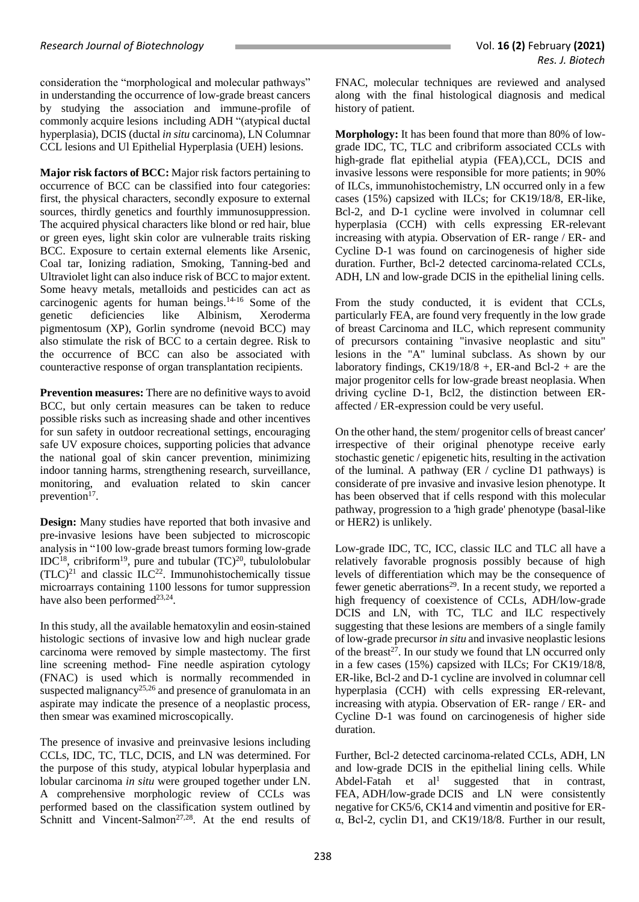consideration the "morphological and molecular pathways" in understanding the occurrence of low-grade breast cancers by studying the association and immune-profile of commonly acquire lesions including ADH "(atypical ductal hyperplasia), DCIS (ductal *in situ* carcinoma), LN Columnar CCL lesions and Ul Epithelial Hyperplasia (UEH) lesions.

**Major risk factors of BCC:** Major risk factors pertaining to occurrence of BCC can be classified into four categories: first, the physical characters, secondly exposure to external sources, thirdly genetics and fourthly immunosuppression. The acquired physical characters like blond or red hair, blue or green eyes, light skin color are vulnerable traits risking BCC. Exposure to certain external elements like Arsenic, Coal tar, Ionizing radiation, Smoking, Tanning-bed and Ultraviolet light can also induce risk of BCC to major extent. Some heavy metals, metalloids and pesticides can act as carcinogenic agents for human beings.[14-16] Some of the genetic deficiencies like Albinism, Xeroderma pigmentosum (XP), Gorlin syndrome (nevoid BCC) may also stimulate the risk of BCC to a certain degree. Risk to the occurrence of BCC can also be associated with counteractive response of organ transplantation recipients.

**Prevention measures:** There are no definitive ways to avoid BCC, but only certain measures can be taken to reduce possible risks such as increasing shade and other incentives for sun safety in outdoor recreational settings, encouraging safe UV exposure choices, supporting policies that advance the national goal of skin cancer prevention, minimizing indoor tanning harms, strengthening research, surveillance, monitoring, and evaluation related to skin cancer prevention[17].

**Design:** Many studies have reported that both invasive and pre-invasive lesions have been subjected to microscopic analysis in "100 low-grade breast tumors forming low-grade IDC[18], cribriform[19], pure and tubular (TC)[20], tubulolobular (TLC)[21] and classic ILC[22]. Immunohistochemically tissue microarrays containing 1100 lessons for tumor suppression have also been performed[23,24].

In this study, all the available hematoxylin and eosin-stained histologic sections of invasive low and high nuclear grade carcinoma were removed by simple mastectomy. The first line screening method- Fine needle aspiration cytology (FNAC) is used which is normally recommended in suspected malignancy[25,26] and presence of granulomata in an aspirate may indicate the presence of a neoplastic process, then smear was examined microscopically.

The presence of invasive and preinvasive lesions including CCLs, IDC, TC, TLC, DCIS, and LN was determined. For the purpose of this study, atypical lobular hyperplasia and lobular carcinoma *in situ* were grouped together under LN. A comprehensive morphologic review of CCLs was performed based on the classification system outlined by Schnitt and Vincent-Salmon[27,28]. At the end results of FNAC, molecular techniques are reviewed and analysed along with the final histological diagnosis and medical history of patient.

**Morphology:** It has been found that more than 80% of low-grade IDC, TC, TLC and cribriform associated CCLs with high-grade flat epithelial atypia (FEA),CCL, DCIS and invasive lessons were responsible for more patients; in 90% of ILCs, immunohistochemistry, LN occurred only in a few cases (15%) capsized with ILCs; for CK19/18/8, ER-like, Bcl-2, and D-1 cycline were involved in columnar cell hyperplasia (CCH) with cells expressing ER-relevant increasing with atypia. Observation of ER- range / ER- and Cycline D-1 was found on carcinogenesis of higher side duration. Further, Bcl-2 detected carcinoma-related CCLs, ADH, LN and low-grade DCIS in the epithelial lining cells.

From the study conducted, it is evident that CCLs, particularly FEA, are found very frequently in the low grade of breast Carcinoma and ILC, which represent community of precursors containing "invasive neoplastic and situ" lesions in the "A" luminal subclass. As shown by our laboratory findings, CK19/18/8 +, ER-and Bcl-2 + are the major progenitor cells for low-grade breast neoplasia. When driving cycline D-1, Bcl2, the distinction between ER-affected / ER-expression could be very useful.

On the other hand, the stem/ progenitor cells of breast cancer' irrespective of their original phenotype receive early stochastic genetic / epigenetic hits, resulting in the activation of the luminal. A pathway (ER / cycline D1 pathways) is considerate of pre invasive and invasive lesion phenotype. It has been observed that if cells respond with this molecular pathway, progression to a 'high grade' phenotype (basal-like or HER2) is unlikely.

Low-grade IDC, TC, ICC, classic ILC and TLC all have a relatively favorable prognosis possibly because of high levels of differentiation which may be the consequence of fewer genetic aberrations[29]. In a recent study, we reported a high frequency of coexistence of CCLs, ADH/low-grade DCIS and LN, with TC, TLC and ILC respectively suggesting that these lesions are members of a single family of low-grade precursor *in situ* and invasive neoplastic lesions of the breast[27]. In our study we found that LN occurred only in a few cases (15%) capsized with ILCs; For CK19/18/8, ER-like, Bcl-2 and D-1 cycline are involved in columnar cell hyperplasia (CCH) with cells expressing ER-relevant, increasing with atypia. Observation of ER- range / ER- and Cycline D-1 was found on carcinogenesis of higher side duration.

Further, Bcl-2 detected carcinoma-related CCLs, ADH, LN and low-grade DCIS in the epithelial lining cells. While Abdel-Fatah et al[1] suggested that in contrast, FEA, ADH/low-grade DCIS and LN were consistently negative for CK5/6, CK14 and vimentin and positive for ER-α, Bcl-2, cyclin D1, and CK19/18/8. Further in our result,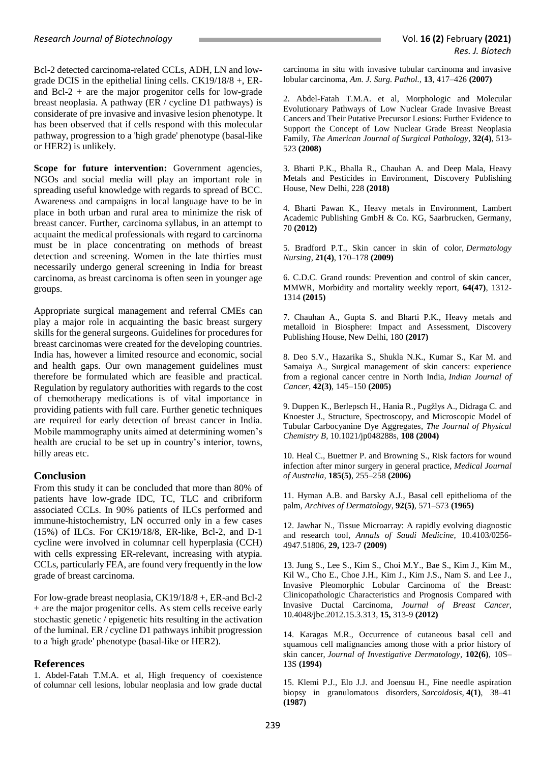Bcl-2 detected carcinoma-related CCLs, ADH, LN and low-grade DCIS in the epithelial lining cells. CK19/18/8 +, ER-and Bcl-2 + are the major progenitor cells for low-grade breast neoplasia. A pathway (ER / cycline D1 pathways) is considerate of pre invasive and invasive lesion phenotype. It has been observed that if cells respond with this molecular pathway, progression to a 'high grade' phenotype (basal-like or HER2) is unlikely.

**Scope for future intervention:** Government agencies, NGOs and social media will play an important role in spreading useful knowledge with regards to spread of BCC. Awareness and campaigns in local language have to be in place in both urban and rural area to minimize the risk of breast cancer. Further, carcinoma syllabus, in an attempt to acquaint the medical professionals with regard to carcinoma must be in place concentrating on methods of breast detection and screening. Women in the late thirties must necessarily undergo general screening in India for breast carcinoma, as breast carcinoma is often seen in younger age groups.

Appropriate surgical management and referral CMEs can play a major role in acquainting the basic breast surgery skills for the general surgeons. Guidelines for procedures for breast carcinomas were created for the developing countries. India has, however a limited resource and economic, social and health gaps. Our own management guidelines must therefore be formulated which are feasible and practical. Regulation by regulatory authorities with regards to the cost of chemotherapy medications is of vital importance in providing patients with full care. Further genetic techniques are required for early detection of breast cancer in India. Mobile mammography units aimed at determining women's health are crucial to be set up in country's interior, towns, hilly areas etc.

## Conclusion

From this study it can be concluded that more than 80% of patients have low-grade IDC, TC, TLC and cribriform associated CCLs. In 90% patients of ILCs performed and immune-histochemistry, LN occurred only in a few cases (15%) of ILCs. For CK19/18/8, ER-like, Bcl-2, and D-1 cycline were involved in columnar cell hyperplasia (CCH) with cells expressing ER-relevant, increasing with atypia. CCLs, particularly FEA, are found very frequently in the low grade of breast carcinoma.

For low-grade breast neoplasia, CK19/18/8 +, ER-and Bcl-2 + are the major progenitor cells. As stem cells receive early stochastic genetic / epigenetic hits resulting in the activation of the luminal. ER / cycline D1 pathways inhibit progression to a 'high grade' phenotype (basal-like or HER2).

## References

1. Abdel-Fatah T.M.A. et al, High frequency of coexistence of columnar cell lesions, lobular neoplasia and low grade ductal carcinoma in situ with invasive tubular carcinoma and invasive lobular carcinoma, *Am. J. Surg. Pathol.*, **13**, 417–426 **(2007)**

2. Abdel-Fatah T.M.A. et al, Morphologic and Molecular Evolutionary Pathways of Low Nuclear Grade Invasive Breast Cancers and Their Putative Precursor Lesions: Further Evidence to Support the Concept of Low Nuclear Grade Breast Neoplasia Family, *The American Journal of Surgical Pathology*, **32(4)**, 513-523 **(2008)**

3. Bharti P.K., Bhalla R., Chauhan A. and Deep Mala, Heavy Metals and Pesticides in Environment, Discovery Publishing House, New Delhi, 228 **(2018)**

4. Bharti Pawan K., Heavy metals in Environment, Lambert Academic Publishing GmbH & Co. KG, Saarbrucken, Germany, 70 **(2012)**

5. Bradford P.T., Skin cancer in skin of color, *Dermatology Nursing*, **21(4)**, 170–178 **(2009)**

6. C.D.C. Grand rounds: Prevention and control of skin cancer, MMWR, Morbidity and mortality weekly report, **64(47)**, 1312-1314 **(2015)**

7. Chauhan A., Gupta S. and Bharti P.K., Heavy metals and metalloid in Biosphere: Impact and Assessment, Discovery Publishing House, New Delhi, 180 **(2017)**

8. Deo S.V., Hazarika S., Shukla N.K., Kumar S., Kar M. and Samaiya A., Surgical management of skin cancers: experience from a regional cancer centre in North India, *Indian Journal of Cancer*, **42(3)**, 145–150 **(2005)**

9. Duppen K., Berlepsch H., Hania R., Pugžlys A., Didraga C. and Knoester J., Structure, Spectroscopy, and Microscopic Model of Tubular Carbocyanine Dye Aggregates, *The Journal of Physical Chemistry B*, 10.1021/jp048288s, **108 (2004)**

10. Heal C., Buettner P. and Browning S., Risk factors for wound infection after minor surgery in general practice, *Medical Journal of Australia*, **185(5)**, 255–258 **(2006)**

11. Hyman A.B. and Barsky A.J., Basal cell epithelioma of the palm, *Archives of Dermatology*, **92(5)**, 571–573 **(1965)**

12. Jawhar N., Tissue Microarray: A rapidly evolving diagnostic and research tool, *Annals of Saudi Medicine*, 10.4103/0256-4947.51806, **29,** 123-7 **(2009)**

13. Jung S., Lee S., Kim S., Choi M.Y., Bae S., Kim J., Kim M., Kil W., Cho E., Choe J.H., Kim J., Kim J.S., Nam S. and Lee J., Invasive Pleomorphic Lobular Carcinoma of the Breast: Clinicopathologic Characteristics and Prognosis Compared with Invasive Ductal Carcinoma, *Journal of Breast Cancer*, 10.4048/jbc.2012.15.3.313, **15,** 313-9 **(2012)**

14. Karagas M.R., Occurrence of cutaneous basal cell and squamous cell malignancies among those with a prior history of skin cancer, *Journal of Investigative Dermatology*, **102(6)**, 10S–13S **(1994)**

15. Klemi P.J., Elo J.J. and Joensuu H., Fine needle aspiration biopsy in granulomatous disorders, *Sarcoidosis*, **4(1)**, 38–41 **(1987)**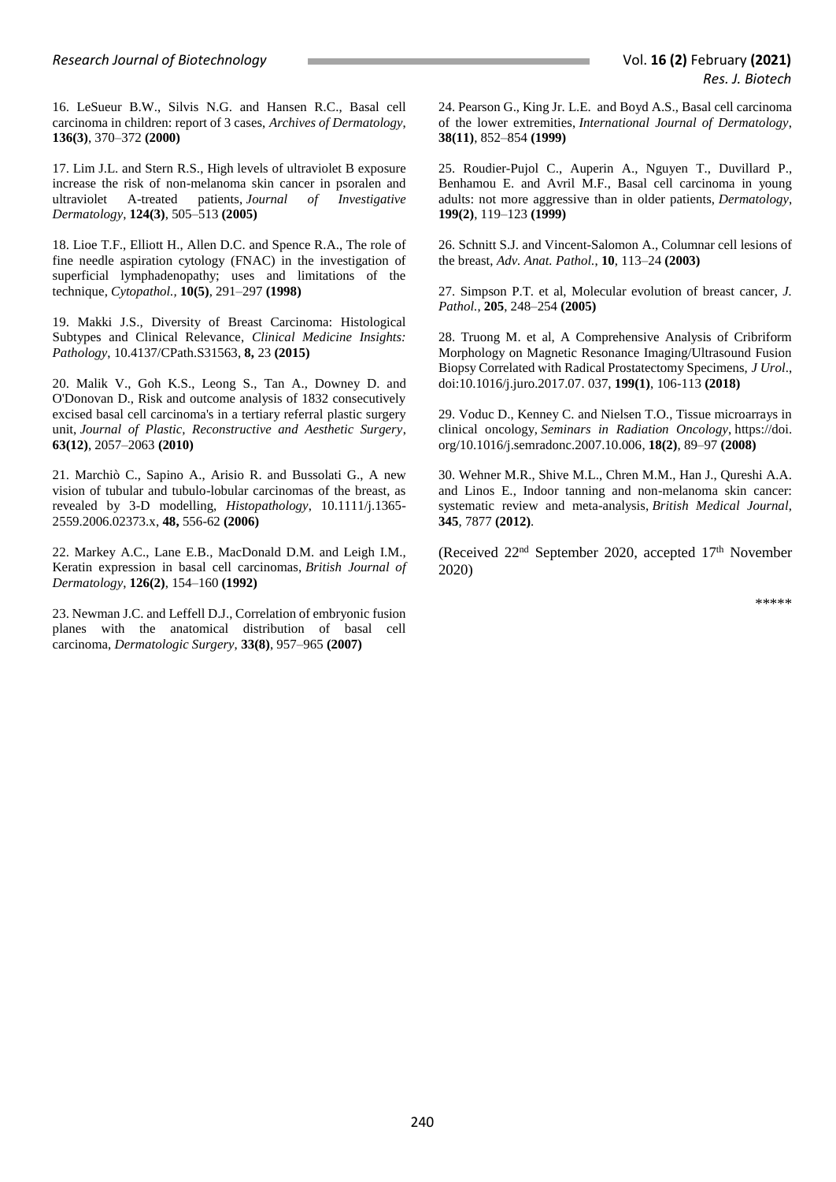16. LeSueur B.W., Silvis N.G. and Hansen R.C., Basal cell carcinoma in children: report of 3 cases, *Archives of Dermatology*, **136(3)**, 370–372 **(2000)**

17. Lim J.L. and Stern R.S., High levels of ultraviolet B exposure increase the risk of non-melanoma skin cancer in psoralen and ultraviolet A-treated patients, *Journal of Investigative Dermatology*, **124(3)**, 505–513 **(2005)**

18. Lioe T.F., Elliott H., Allen D.C. and Spence R.A., The role of fine needle aspiration cytology (FNAC) in the investigation of superficial lymphadenopathy; uses and limitations of the technique, *Cytopathol.*, **10(5)**, 291–297 **(1998)**

19. Makki J.S., Diversity of Breast Carcinoma: Histological Subtypes and Clinical Relevance, *Clinical Medicine Insights: Pathology*, 10.4137/CPath.S31563, **8,** 23 **(2015)**

20. Malik V., Goh K.S., Leong S., Tan A., Downey D. and O'Donovan D., Risk and outcome analysis of 1832 consecutively excised basal cell carcinoma's in a tertiary referral plastic surgery unit, *Journal of Plastic, Reconstructive and Aesthetic Surgery*, **63(12)**, 2057–2063 **(2010)**

21. Marchiò C., Sapino A., Arisio R. and Bussolati G., A new vision of tubular and tubulo-lobular carcinomas of the breast, as revealed by 3-D modelling, *Histopathology*, 10.1111/j.1365-2559.2006.02373.x, **48,** 556-62 **(2006)**

22. Markey A.C., Lane E.B., MacDonald D.M. and Leigh I.M., Keratin expression in basal cell carcinomas, *British Journal of Dermatology*, **126(2)**, 154–160 **(1992)**

23. Newman J.C. and Leffell D.J., Correlation of embryonic fusion planes with the anatomical distribution of basal cell carcinoma, *Dermatologic Surgery*, **33(8)**, 957–965 **(2007)**

24. Pearson G., King Jr. L.E. and Boyd A.S., Basal cell carcinoma of the lower extremities, *International Journal of Dermatology*, **38(11)**, 852–854 **(1999)**

25. Roudier-Pujol C., Auperin A., Nguyen T., Duvillard P., Benhamou E. and Avril M.F., Basal cell carcinoma in young adults: not more aggressive than in older patients, *Dermatology*, **199(2)**, 119–123 **(1999)**

26. Schnitt S.J. and Vincent-Salomon A., Columnar cell lesions of the breast, *Adv. Anat. Pathol.*, **10**, 113–24 **(2003)**

27. Simpson P.T. et al, Molecular evolution of breast cancer, *J. Pathol.*, **205**, 248–254 **(2005)**

28. Truong M. et al, A Comprehensive Analysis of Cribriform Morphology on Magnetic Resonance Imaging/Ultrasound Fusion Biopsy Correlated with Radical Prostatectomy Specimens, *J Urol*., doi:10.1016/j.juro.2017.07. 037, **199(1)**, 106-113 **(2018)**

29. Voduc D., Kenney C. and Nielsen T.O., Tissue microarrays in clinical oncology, *Seminars in Radiation Oncology*, https://doi. org/10.1016/j.semradonc.2007.10.006, **18(2)**, 89–97 **(2008)**

30. Wehner M.R., Shive M.L., Chren M.M., Han J., Qureshi A.A. and Linos E., Indoor tanning and non-melanoma skin cancer: systematic review and meta-analysis, *British Medical Journal*, **345**, 7877 **(2012)**.

(Received 22nd September 2020, accepted 17th November 2020)

*****